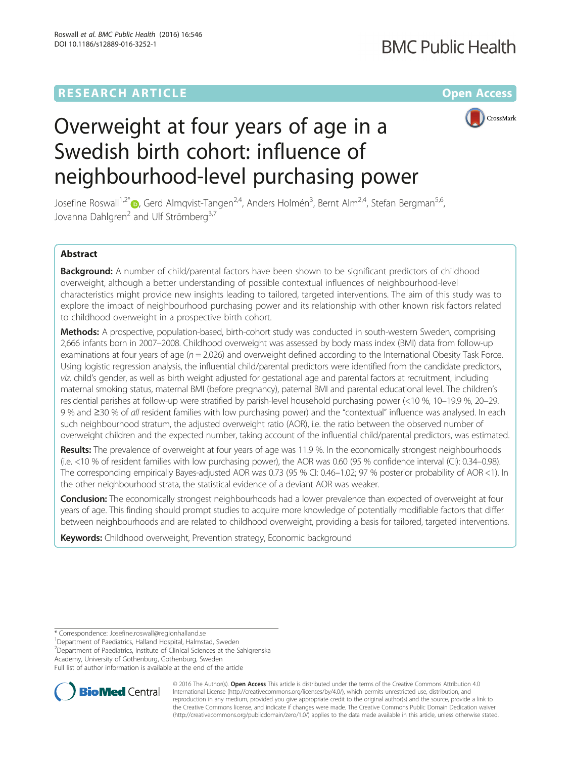# Overweight at four years of age in a Swedish birth cohort: influence of neighbourhood-level purchasing power

Josefine Roswall[1,2*], Gerd Almqvist-Tangen[2,4], Anders Holmén[3], Bernt Alm[2,4], Stefan Bergman[5,6], Jovanna Dahlgren[2] and Ulf Strömberg[3,7]

## Abstract

**Background:** A number of child/parental factors have been shown to be significant predictors of childhood overweight, although a better understanding of possible contextual influences of neighbourhood-level characteristics might provide new insights leading to tailored, targeted interventions. The aim of this study was to explore the impact of neighbourhood purchasing power and its relationship with other known risk factors related to childhood overweight in a prospective birth cohort.

**Methods:** A prospective, population-based, birth-cohort study was conducted in south-western Sweden, comprising 2,666 infants born in 2007–2008. Childhood overweight was assessed by body mass index (BMI) data from follow-up examinations at four years of age ($n = 2,026$) and overweight defined according to the International Obesity Task Force. Using logistic regression analysis, the influential child/parental predictors were identified from the candidate predictors, *viz*. child's gender, as well as birth weight adjusted for gestational age and parental factors at recruitment, including maternal smoking status, maternal BMI (before pregnancy), paternal BMI and parental educational level. The children's residential parishes at follow-up were stratified by parish-level household purchasing power (<10 %, 10–19.9 %, 20–29.9 % and ≥30 % of *all* resident families with low purchasing power) and the "contextual" influence was analysed. In each such neighbourhood stratum, the adjusted overweight ratio (AOR), i.e. the ratio between the observed number of overweight children and the expected number, taking account of the influential child/parental predictors, was estimated.

**Results:** The prevalence of overweight at four years of age was 11.9 %. In the economically strongest neighbourhoods (i.e. <10 % of resident families with low purchasing power), the AOR was 0.60 (95 % confidence interval (CI): 0.34–0.98). The corresponding empirically Bayes-adjusted AOR was 0.73 (95 % CI: 0.46–1.02; 97 % posterior probability of AOR <1). In the other neighbourhood strata, the statistical evidence of a deviant AOR was weaker.

**Conclusion:** The economically strongest neighbourhoods had a lower prevalence than expected of overweight at four years of age. This finding should prompt studies to acquire more knowledge of potentially modifiable factors that differ between neighbourhoods and are related to childhood overweight, providing a basis for tailored, targeted interventions.

**Keywords:** Childhood overweight, Prevention strategy, Economic background

---

\* Correspondence: Josefine.roswall@regionhalland.se
[1]Department of Paediatrics, Halland Hospital, Halmstad, Sweden
[2]Department of Paediatrics, Institute of Clinical Sciences at the Sahlgrenska Academy, University of Gothenburg, Gothenburg, Sweden
Full list of author information is available at the end of the article

© 2016 The Author(s). **Open Access** This article is distributed under the terms of the Creative Commons Attribution 4.0 International License (http://creativecommons.org/licenses/by/4.0/), which permits unrestricted use, distribution, and reproduction in any medium, provided you give appropriate credit to the original author(s) and the source, provide a link to the Creative Commons license, and indicate if changes were made. The Creative Commons Public Domain Dedication waiver (http://creativecommons.org/publicdomain/zero/1.0/) applies to the data made available in this article, unless otherwise stated.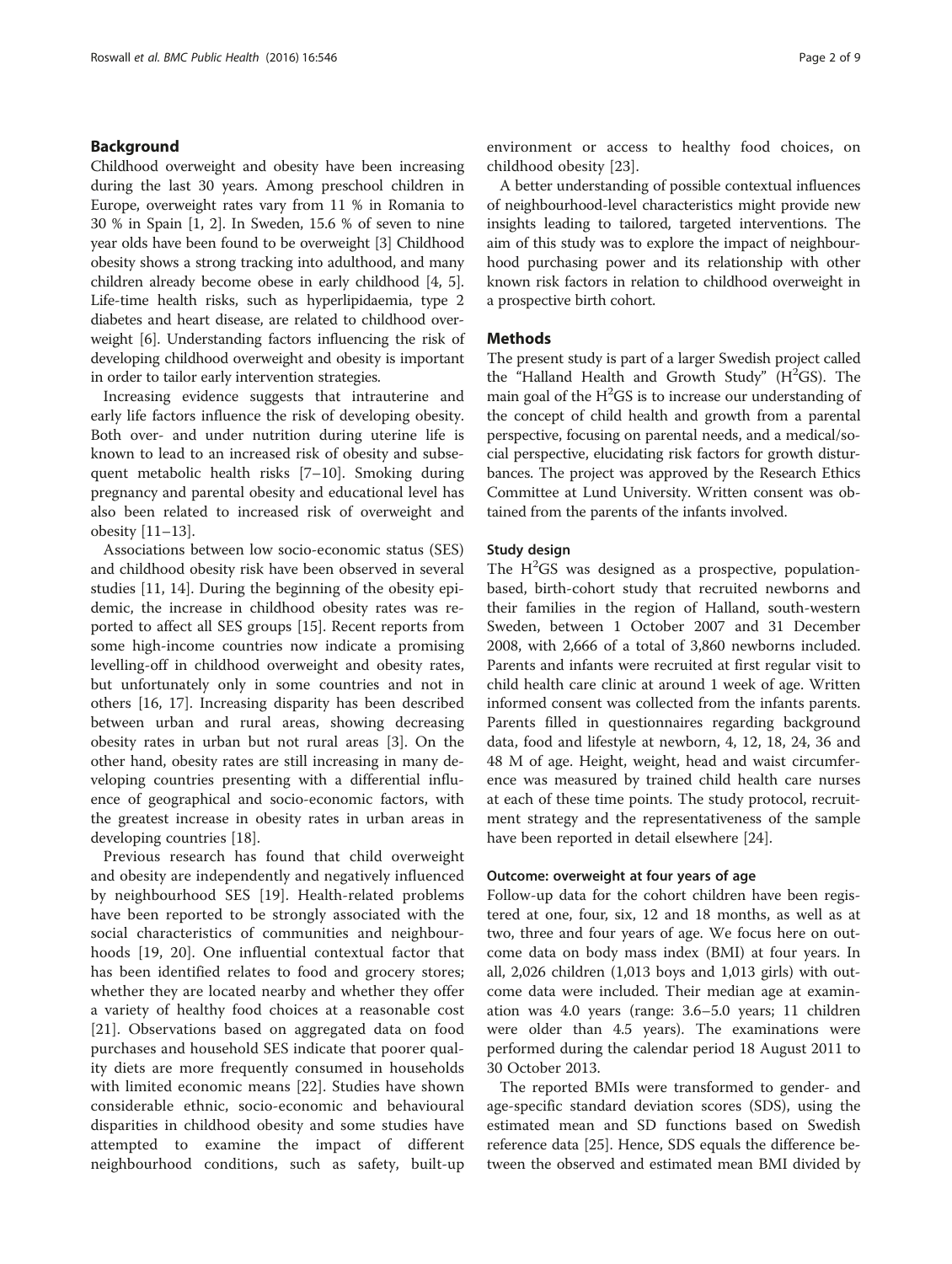## Background

Childhood overweight and obesity have been increasing during the last 30 years. Among preschool children in Europe, overweight rates vary from 11 % in Romania to 30 % in Spain [1, 2]. In Sweden, 15.6 % of seven to nine year olds have been found to be overweight [3] Childhood obesity shows a strong tracking into adulthood, and many children already become obese in early childhood [4, 5]. Life-time health risks, such as hyperlipidaemia, type 2 diabetes and heart disease, are related to childhood overweight [6]. Understanding factors influencing the risk of developing childhood overweight and obesity is important in order to tailor early intervention strategies.

Increasing evidence suggests that intrauterine and early life factors influence the risk of developing obesity. Both over- and under nutrition during uterine life is known to lead to an increased risk of obesity and subsequent metabolic health risks [7–10]. Smoking during pregnancy and parental obesity and educational level has also been related to increased risk of overweight and obesity [11–13].

Associations between low socio-economic status (SES) and childhood obesity risk have been observed in several studies [11, 14]. During the beginning of the obesity epidemic, the increase in childhood obesity rates was reported to affect all SES groups [15]. Recent reports from some high-income countries now indicate a promising levelling-off in childhood overweight and obesity rates, but unfortunately only in some countries and not in others [16, 17]. Increasing disparity has been described between urban and rural areas, showing decreasing obesity rates in urban but not rural areas [3]. On the other hand, obesity rates are still increasing in many developing countries presenting with a differential influence of geographical and socio-economic factors, with the greatest increase in obesity rates in urban areas in developing countries [18].

Previous research has found that child overweight and obesity are independently and negatively influenced by neighbourhood SES [19]. Health-related problems have been reported to be strongly associated with the social characteristics of communities and neighbourhoods [19, 20]. One influential contextual factor that has been identified relates to food and grocery stores; whether they are located nearby and whether they offer a variety of healthy food choices at a reasonable cost [21]. Observations based on aggregated data on food purchases and household SES indicate that poorer quality diets are more frequently consumed in households with limited economic means [22]. Studies have shown considerable ethnic, socio-economic and behavioural disparities in childhood obesity and some studies have attempted to examine the impact of different neighbourhood conditions, such as safety, built-up environment or access to healthy food choices, on childhood obesity [23].

A better understanding of possible contextual influences of neighbourhood-level characteristics might provide new insights leading to tailored, targeted interventions. The aim of this study was to explore the impact of neighbourhood purchasing power and its relationship with other known risk factors in relation to childhood overweight in a prospective birth cohort.

## Methods

The present study is part of a larger Swedish project called the "Halland Health and Growth Study" ($H^2GS$). The main goal of the $H^2GS$ is to increase our understanding of the concept of child health and growth from a parental perspective, focusing on parental needs, and a medical/social perspective, elucidating risk factors for growth disturbances. The project was approved by the Research Ethics Committee at Lund University. Written consent was obtained from the parents of the infants involved.

### Study design

The $H^2GS$ was designed as a prospective, population-based, birth-cohort study that recruited newborns and their families in the region of Halland, south-western Sweden, between 1 October 2007 and 31 December 2008, with 2,666 of a total of 3,860 newborns included. Parents and infants were recruited at first regular visit to child health care clinic at around 1 week of age. Written informed consent was collected from the infants parents. Parents filled in questionnaires regarding background data, food and lifestyle at newborn, 4, 12, 18, 24, 36 and 48 M of age. Height, weight, head and waist circumference was measured by trained child health care nurses at each of these time points. The study protocol, recruitment strategy and the representativeness of the sample have been reported in detail elsewhere [24].

### Outcome: overweight at four years of age

Follow-up data for the cohort children have been registered at one, four, six, 12 and 18 months, as well as at two, three and four years of age. We focus here on outcome data on body mass index (BMI) at four years. In all, 2,026 children (1,013 boys and 1,013 girls) with outcome data were included. Their median age at examination was 4.0 years (range: 3.6–5.0 years; 11 children were older than 4.5 years). The examinations were performed during the calendar period 18 August 2011 to 30 October 2013.

The reported BMIs were transformed to gender- and age-specific standard deviation scores (SDS), using the estimated mean and SD functions based on Swedish reference data [25]. Hence, SDS equals the difference between the observed and estimated mean BMI divided by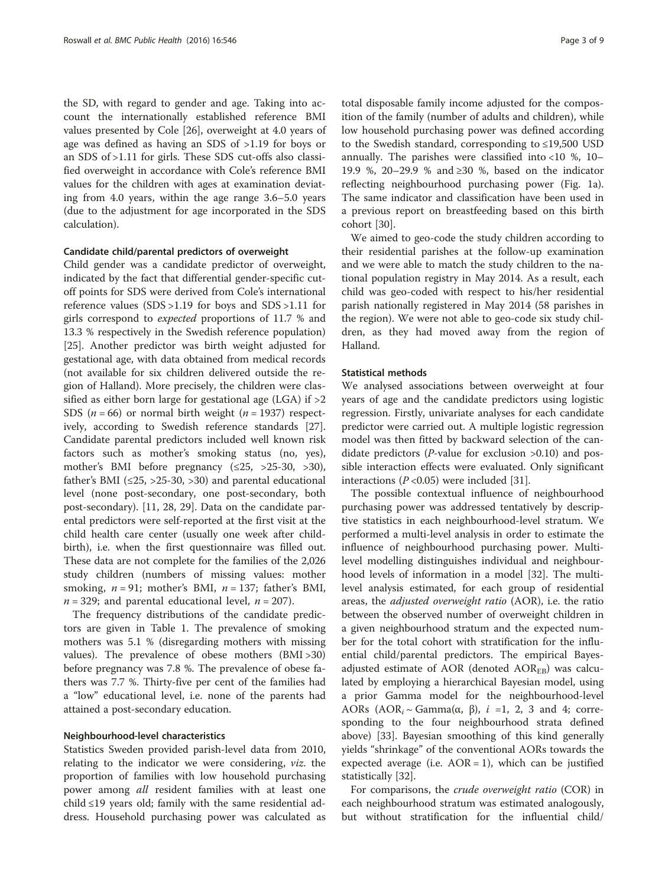the SD, with regard to gender and age. Taking into account the internationally established reference BMI values presented by Cole [26], overweight at 4.0 years of age was defined as having an SDS of >1.19 for boys or an SDS of >1.11 for girls. These SDS cut-offs also classified overweight in accordance with Cole's reference BMI values for the children with ages at examination deviating from 4.0 years, within the age range 3.6–5.0 years (due to the adjustment for age incorporated in the SDS calculation).

### Candidate child/parental predictors of overweight

Child gender was a candidate predictor of overweight, indicated by the fact that differential gender-specific cut-off points for SDS were derived from Cole's international reference values (SDS >1.19 for boys and SDS >1.11 for girls correspond to *expected* proportions of 11.7 % and 13.3 % respectively in the Swedish reference population) [25]. Another predictor was birth weight adjusted for gestational age, with data obtained from medical records (not available for six children delivered outside the region of Halland). More precisely, the children were classified as either born large for gestational age (LGA) if >2 SDS ($n = 66$) or normal birth weight ($n = 1937$) respectively, according to Swedish reference standards [27]. Candidate parental predictors included well known risk factors such as mother's smoking status (no, yes), mother's BMI before pregnancy (≤25, >25-30, >30), father's BMI (≤25, >25-30, >30) and parental educational level (none post-secondary, one post-secondary, both post-secondary). [11, 28, 29]. Data on the candidate parental predictors were self-reported at the first visit at the child health care center (usually one week after childbirth), i.e. when the first questionnaire was filled out. These data are not complete for the families of the 2,026 study children (numbers of missing values: mother smoking, $n = 91$; mother's BMI, $n = 137$; father's BMI, $n = 329$; and parental educational level, $n = 207$).

The frequency distributions of the candidate predictors are given in Table 1. The prevalence of smoking mothers was 5.1 % (disregarding mothers with missing values). The prevalence of obese mothers (BMI >30) before pregnancy was 7.8 %. The prevalence of obese fathers was 7.7 %. Thirty-five per cent of the families had a "low" educational level, i.e. none of the parents had attained a post-secondary education.

### Neighbourhood-level characteristics

Statistics Sweden provided parish-level data from 2010, relating to the indicator we were considering, *viz.* the proportion of families with low household purchasing power among *all* resident families with at least one child ≤19 years old; family with the same residential address. Household purchasing power was calculated as total disposable family income adjusted for the composition of the family (number of adults and children), while low household purchasing power was defined according to the Swedish standard, corresponding to ≤19,500 USD annually. The parishes were classified into <10 %, 10–19.9 %, 20–29.9 % and ≥30 %, based on the indicator reflecting neighbourhood purchasing power (Fig. 1a). The same indicator and classification have been used in a previous report on breastfeeding based on this birth cohort [30].

We aimed to geo-code the study children according to their residential parishes at the follow-up examination and we were able to match the study children to the national population registry in May 2014. As a result, each child was geo-coded with respect to his/her residential parish nationally registered in May 2014 (58 parishes in the region). We were not able to geo-code six study children, as they had moved away from the region of Halland.

### Statistical methods

We analysed associations between overweight at four years of age and the candidate predictors using logistic regression. Firstly, univariate analyses for each candidate predictor were carried out. A multiple logistic regression model was then fitted by backward selection of the candidate predictors (*P*-value for exclusion >0.10) and possible interaction effects were evaluated. Only significant interactions ($P < 0.05$) were included [31].

The possible contextual influence of neighbourhood purchasing power was addressed tentatively by descriptive statistics in each neighbourhood-level stratum. We performed a multi-level analysis in order to estimate the influence of neighbourhood purchasing power. Multi-level modelling distinguishes individual and neighbourhood levels of information in a model [32]. The multi-level analysis estimated, for each group of residential areas, the *adjusted overweight ratio* (AOR), i.e. the ratio between the observed number of overweight children in a given neighbourhood stratum and the expected number for the total cohort with stratification for the influential child/parental predictors. The empirical Bayes-adjusted estimate of AOR (denoted $AOR_{EB}$) was calculated by employing a hierarchical Bayesian model, using a prior Gamma model for the neighbourhood-level AORs ($AOR_i \sim Gamma(\alpha,\ \beta)$, $i = 1$, 2, 3 and 4; corresponding to the four neighbourhood strata defined above) [33]. Bayesian smoothing of this kind generally yields "shrinkage" of the conventional AORs towards the expected average (i.e. AOR = 1), which can be justified statistically [32].

For comparisons, the *crude overweight ratio* (COR) in each neighbourhood stratum was estimated analogously, but without stratification for the influential child/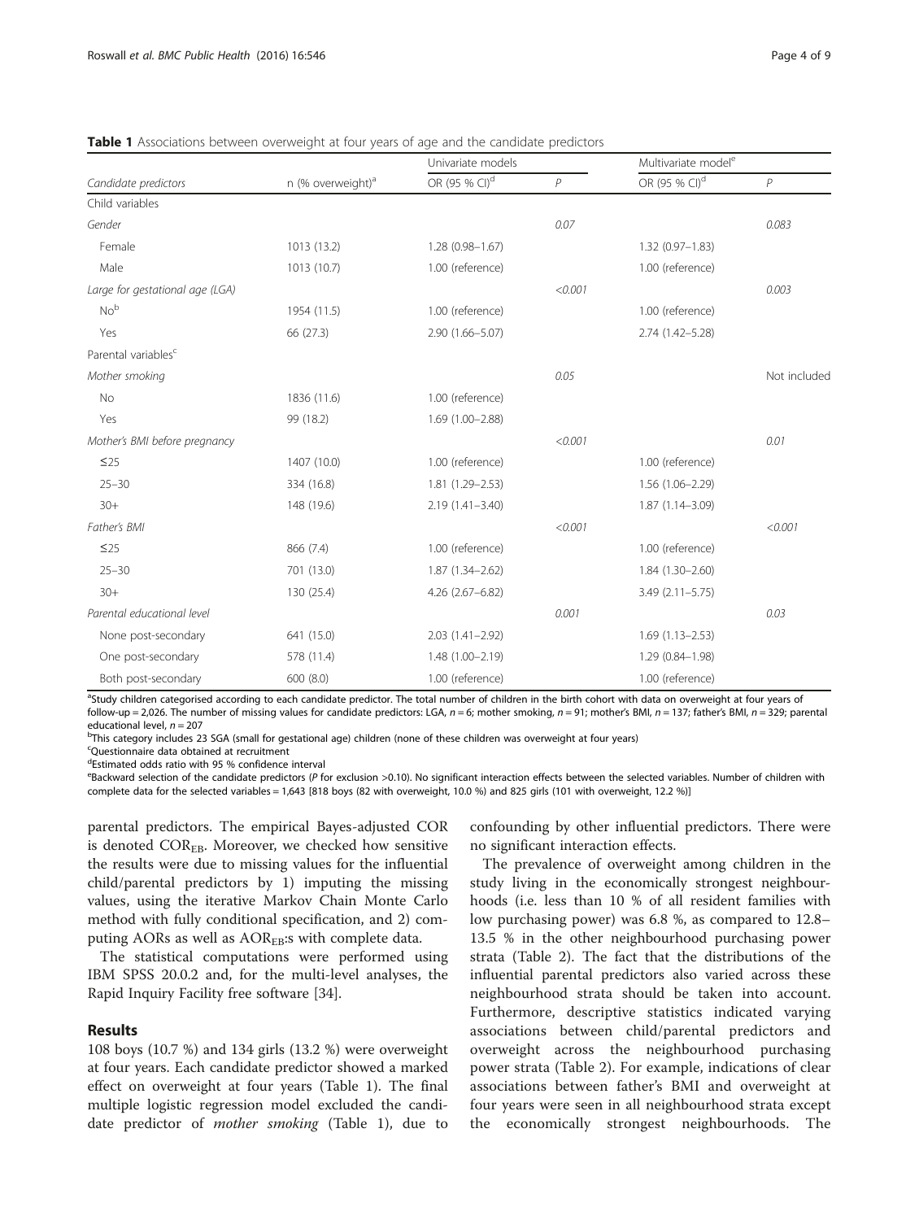**Table 1** Associations between overweight at four years of age and the candidate predictors

| Candidate predictors | n (% overweight)[a] | Univariate models | | Multivariate model[e] | |
|---|---|---|---|---|---|
| | | OR (95 % CI)[d] | *P* | OR (95 % CI)[d] | *P* |
| Child variables | | | | | |
| *Gender* | | | *0.07* | | *0.083* |
| Female | 1013 (13.2) | 1.28 (0.98–1.67) | | 1.32 (0.97–1.83) | |
| Male | 1013 (10.7) | 1.00 (reference) | | 1.00 (reference) | |
| *Large for gestational age (LGA)* | | | *<0.001* | | *0.003* |
| No[b] | 1954 (11.5) | 1.00 (reference) | | 1.00 (reference) | |
| Yes | 66 (27.3) | 2.90 (1.66–5.07) | | 2.74 (1.42–5.28) | |
| Parental variables[c] | | | | | |
| *Mother smoking* | | | *0.05* | | Not included |
| No | 1836 (11.6) | 1.00 (reference) | | | |
| Yes | 99 (18.2) | 1.69 (1.00–2.88) | | | |
| *Mother's BMI before pregnancy* | | | *<0.001* | | *0.01* |
| ≤25 | 1407 (10.0) | 1.00 (reference) | | 1.00 (reference) | |
| 25–30 | 334 (16.8) | 1.81 (1.29–2.53) | | 1.56 (1.06–2.29) | |
| 30+ | 148 (19.6) | 2.19 (1.41–3.40) | | 1.87 (1.14–3.09) | |
| *Father's BMI* | | | *<0.001* | | *<0.001* |
| ≤25 | 866 (7.4) | 1.00 (reference) | | 1.00 (reference) | |
| 25–30 | 701 (13.0) | 1.87 (1.34–2.62) | | 1.84 (1.30–2.60) | |
| 30+ | 130 (25.4) | 4.26 (2.67–6.82) | | 3.49 (2.11–5.75) | |
| *Parental educational level* | | | *0.001* | | *0.03* |
| None post-secondary | 641 (15.0) | 2.03 (1.41–2.92) | | 1.69 (1.13–2.53) | |
| One post-secondary | 578 (11.4) | 1.48 (1.00–2.19) | | 1.29 (0.84–1.98) | |
| Both post-secondary | 600 (8.0) | 1.00 (reference) | | 1.00 (reference) | |

[a]Study children categorised according to each candidate predictor. The total number of children in the birth cohort with data on overweight at four years of follow-up = 2,026. The number of missing values for candidate predictors: LGA, *n* = 6; mother smoking, *n* = 91; mother's BMI, *n* = 137; father's BMI, *n* = 329; parental educational level, *n* = 207

[b]This category includes 23 SGA (small for gestational age) children (none of these children was overweight at four years)

[c]Questionnaire data obtained at recruitment

[d]Estimated odds ratio with 95 % confidence interval

[e]Backward selection of the candidate predictors (*P* for exclusion >0.10). No significant interaction effects between the selected variables. Number of children with complete data for the selected variables = 1,643 [818 boys (82 with overweight, 10.0 %) and 825 girls (101 with overweight, 12.2 %)]

parental predictors. The empirical Bayes-adjusted COR is denoted $COR_{EB}$. Moreover, we checked how sensitive the results were due to missing values for the influential child/parental predictors by 1) imputing the missing values, using the iterative Markov Chain Monte Carlo method with fully conditional specification, and 2) computing AORs as well as $AOR_{EB}$:s with complete data.

The statistical computations were performed using IBM SPSS 20.0.2 and, for the multi-level analyses, the Rapid Inquiry Facility free software [34].

## Results

108 boys (10.7 %) and 134 girls (13.2 %) were overweight at four years. Each candidate predictor showed a marked effect on overweight at four years (Table 1). The final multiple logistic regression model excluded the candidate predictor of *mother smoking* (Table 1), due to confounding by other influential predictors. There were no significant interaction effects.

The prevalence of overweight among children in the study living in the economically strongest neighbourhoods (i.e. less than 10 % of all resident families with low purchasing power) was 6.8 %, as compared to 12.8–13.5 % in the other neighbourhood purchasing power strata (Table 2). The fact that the distributions of the influential parental predictors also varied across these neighbourhood strata should be taken into account. Furthermore, descriptive statistics indicated varying associations between child/parental predictors and overweight across the neighbourhood purchasing power strata (Table 2). For example, indications of clear associations between father's BMI and overweight at four years were seen in all neighbourhood strata except the economically strongest neighbourhoods. The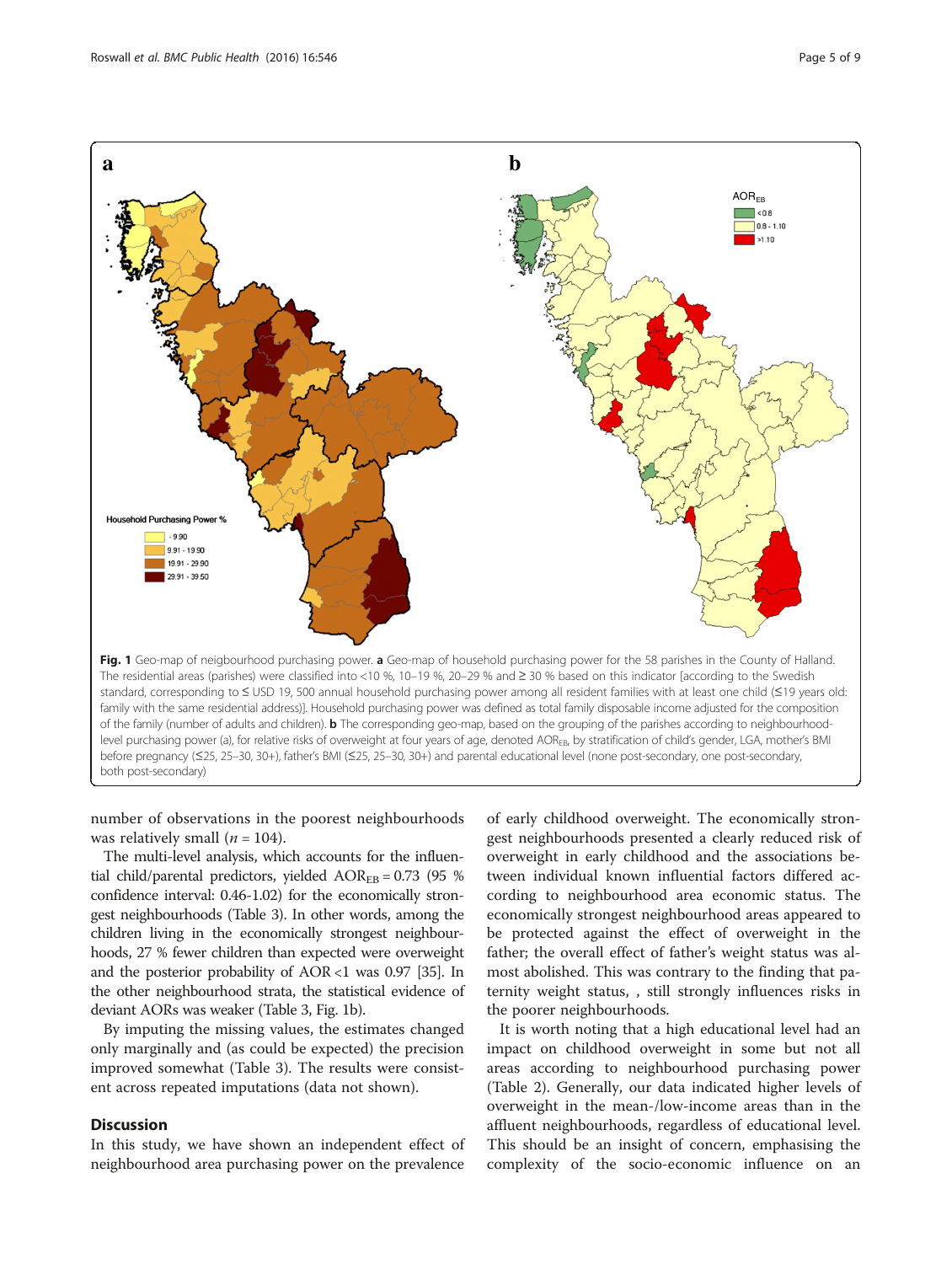**Fig. 1** Geo-map of neigbourhood purchasing power. **a** Geo-map of household purchasing power for the 58 parishes in the County of Halland. The residential areas (parishes) were classified into <10 %, 10–19 %, 20–29 % and ≥ 30 % based on this indicator [according to the Swedish standard, corresponding to ≤ USD 19, 500 annual household purchasing power among all resident families with at least one child (≤19 years old: family with the same residential address)]. Household purchasing power was defined as total family disposable income adjusted for the composition of the family (number of adults and children). **b** The corresponding geo-map, based on the grouping of the parishes according to neighbourhood-level purchasing power (a), for relative risks of overweight at four years of age, denoted $AOR_{EB}$, by stratification of child's gender, LGA, mother's BMI before pregnancy (≤25, 25–30, 30+), father's BMI (≤25, 25–30, 30+) and parental educational level (none post-secondary, one post-secondary, both post-secondary)

number of observations in the poorest neighbourhoods was relatively small ($n = 104$).

The multi-level analysis, which accounts for the influential child/parental predictors, yielded $AOR_{EB} = 0.73$ (95 % confidence interval: 0.46-1.02) for the economically strongest neighbourhoods (Table 3). In other words, among the children living in the economically strongest neighbourhoods, 27 % fewer children than expected were overweight and the posterior probability of AOR <1 was 0.97 [35]. In the other neighbourhood strata, the statistical evidence of deviant AORs was weaker (Table 3, Fig. 1b).

By imputing the missing values, the estimates changed only marginally and (as could be expected) the precision improved somewhat (Table 3). The results were consistent across repeated imputations (data not shown).

## Discussion

In this study, we have shown an independent effect of neighbourhood area purchasing power on the prevalence of early childhood overweight. The economically strongest neighbourhoods presented a clearly reduced risk of overweight in early childhood and the associations between individual known influential factors differed according to neighbourhood area economic status. The economically strongest neighbourhood areas appeared to be protected against the effect of overweight in the father; the overall effect of father's weight status was almost abolished. This was contrary to the finding that paternity weight status, , still strongly influences risks in the poorer neighbourhoods.

It is worth noting that a high educational level had an impact on childhood overweight in some but not all areas according to neighbourhood purchasing power (Table 2). Generally, our data indicated higher levels of overweight in the mean-/low-income areas than in the affluent neighbourhoods, regardless of educational level. This should be an insight of concern, emphasising the complexity of the socio-economic influence on an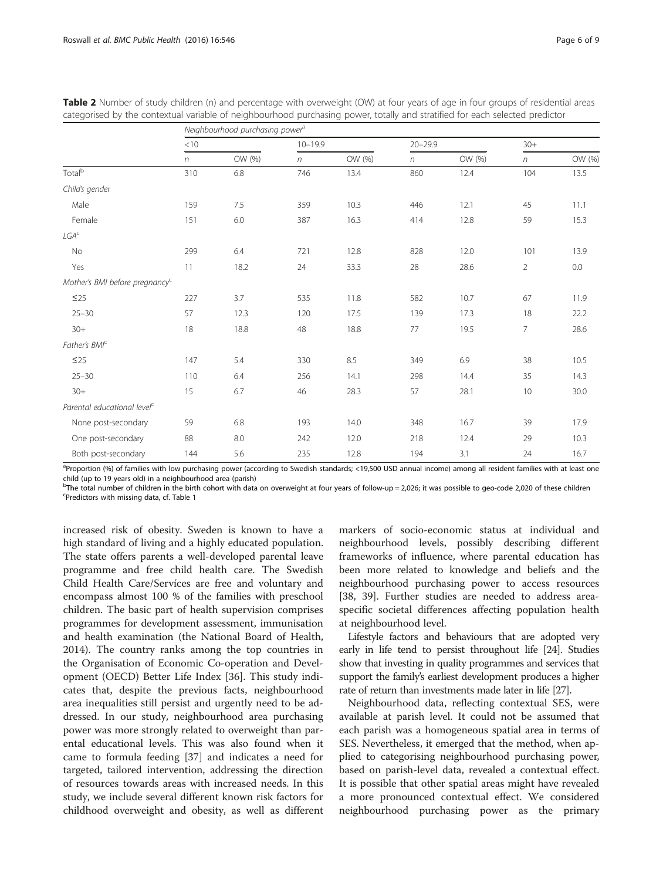**Table 2** Number of study children (n) and percentage with overweight (OW) at four years of age in four groups of residential areas categorised by the contextual variable of neighbourhood purchasing power, totally and stratified for each selected predictor

| | Neighbourhood purchasing power[a] | | | | | | | |
|---|---|---|---|---|---|---|---|---|
| | <10 | | 10–19.9 | | 20–29.9 | | 30+ | |
| | *n* | OW (%) | *n* | OW (%) | *n* | OW (%) | *n* | OW (%) |
| Total[b] | 310 | 6.8 | 746 | 13.4 | 860 | 12.4 | 104 | 13.5 |
| *Child's gender* | | | | | | | | |
| Male | 159 | 7.5 | 359 | 10.3 | 446 | 12.1 | 45 | 11.1 |
| Female | 151 | 6.0 | 387 | 16.3 | 414 | 12.8 | 59 | 15.3 |
| *LGA*[c] | | | | | | | | |
| No | 299 | 6.4 | 721 | 12.8 | 828 | 12.0 | 101 | 13.9 |
| Yes | 11 | 18.2 | 24 | 33.3 | 28 | 28.6 | 2 | 0.0 |
| *Mother's BMI before pregnancy*[c] | | | | | | | | |
| ≤25 | 227 | 3.7 | 535 | 11.8 | 582 | 10.7 | 67 | 11.9 |
| 25–30 | 57 | 12.3 | 120 | 17.5 | 139 | 17.3 | 18 | 22.2 |
| 30+ | 18 | 18.8 | 48 | 18.8 | 77 | 19.5 | 7 | 28.6 |
| *Father's BMI*[c] | | | | | | | | |
| ≤25 | 147 | 5.4 | 330 | 8.5 | 349 | 6.9 | 38 | 10.5 |
| 25–30 | 110 | 6.4 | 256 | 14.1 | 298 | 14.4 | 35 | 14.3 |
| 30+ | 15 | 6.7 | 46 | 28.3 | 57 | 28.1 | 10 | 30.0 |
| *Parental educational level*[c] | | | | | | | | |
| None post-secondary | 59 | 6.8 | 193 | 14.0 | 348 | 16.7 | 39 | 17.9 |
| One post-secondary | 88 | 8.0 | 242 | 12.0 | 218 | 12.4 | 29 | 10.3 |
| Both post-secondary | 144 | 5.6 | 235 | 12.8 | 194 | 3.1 | 24 | 16.7 |

[a]Proportion (%) of families with low purchasing power (according to Swedish standards; <19,500 USD annual income) among all resident families with at least one child (up to 19 years old) in a neighbourhood area (parish)
[b]The total number of children in the birth cohort with data on overweight at four years of follow-up = 2,026; it was possible to geo-code 2,020 of these children
[c]Predictors with missing data, cf. Table 1

increased risk of obesity. Sweden is known to have a high standard of living and a highly educated population. The state offers parents a well-developed parental leave programme and free child health care. The Swedish Child Health Care/Servíces are free and voluntary and encompass almost 100 % of the families with preschool children. The basic part of health supervision comprises programmes for development assessment, immunisation and health examination (the National Board of Health, 2014). The country ranks among the top countries in the Organisation of Economic Co-operation and Development (OECD) Better Life Index [36]. This study indicates that, despite the previous facts, neighbourhood area inequalities still persist and urgently need to be addressed. In our study, neighbourhood area purchasing power was more strongly related to overweight than parental educational levels. This was also found when it came to formula feeding [37] and indicates a need for targeted, tailored intervention, addressing the direction of resources towards areas with increased needs. In this study, we include several different known risk factors for childhood overweight and obesity, as well as different markers of socio-economic status at individual and neighbourhood levels, possibly describing different frameworks of influence, where parental education has been more related to knowledge and beliefs and the neighbourhood purchasing power to access resources [38, 39]. Further studies are needed to address area-specific societal differences affecting population health at neighbourhood level.

Lifestyle factors and behaviours that are adopted very early in life tend to persist throughout life [24]. Studies show that investing in quality programmes and services that support the family's earliest development produces a higher rate of return than investments made later in life [27].

Neighbourhood data, reflecting contextual SES, were available at parish level. It could not be assumed that each parish was a homogeneous spatial area in terms of SES. Nevertheless, it emerged that the method, when applied to categorising neighbourhood purchasing power, based on parish-level data, revealed a contextual effect. It is possible that other spatial areas might have revealed a more pronounced contextual effect. We considered neighbourhood purchasing power as the primary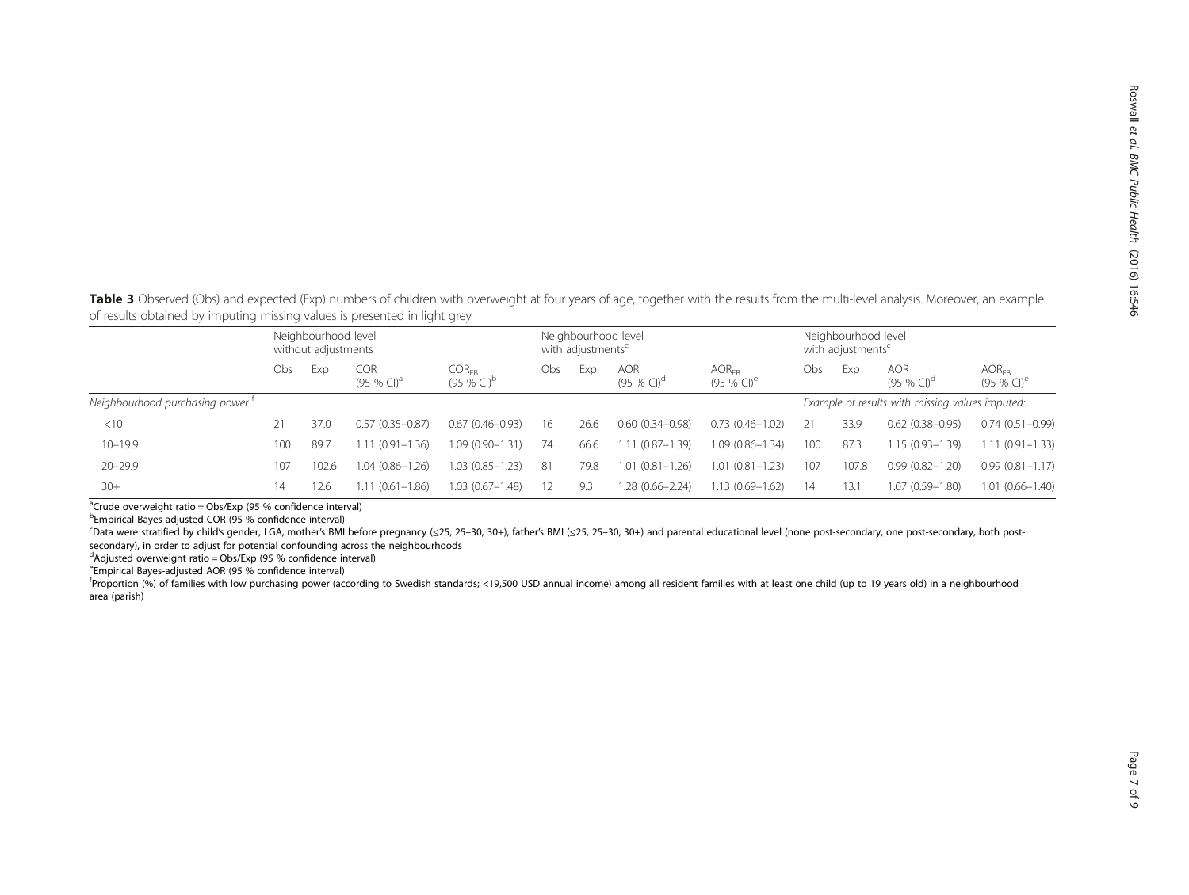**Table 3** Observed (Obs) and expected (Exp) numbers of children with overweight at four years of age, together with the results from the multi-level analysis. Moreover, an example of results obtained by imputing missing values is presented in light grey

| | Neighbourhood level without adjustments | | | | Neighbourhood level with adjustments[c] | | | | Neighbourhood level with adjustments[c] | | | |
|---|---|---|---|---|---|---|---|---|---|---|---|---|
| | Obs | Exp | COR (95 % CI)[a] | $COR_{EB}$ (95 % CI)[b] | Obs | Exp | AOR (95 % CI)[d] | $AOR_{EB}$ (95 % CI)[e] | Obs | Exp | AOR (95 % CI)[d] | $AOR_{EB}$ (95 % CI)[e] |
| *Neighbourhood purchasing power* [f] | | | | | | | | | *Example of results with missing values imputed:* | | | |
| <10 | 21 | 37.0 | 0.57 (0.35–0.87) | 0.67 (0.46–0.93) | 16 | 26.6 | 0.60 (0.34–0.98) | 0.73 (0.46–1.02) | 21 | 33.9 | 0.62 (0.38–0.95) | 0.74 (0.51–0.99) |
| 10–19.9 | 100 | 89.7 | 1.11 (0.91–1.36) | 1.09 (0.90–1.31) | 74 | 66.6 | 1.11 (0.87–1.39) | 1.09 (0.86–1.34) | 100 | 87.3 | 1.15 (0.93–1.39) | 1.11 (0.91–1.33) |
| 20–29.9 | 107 | 102.6 | 1.04 (0.86–1.26) | 1.03 (0.85–1.23) | 81 | 79.8 | 1.01 (0.81–1.26) | 1.01 (0.81–1.23) | 107 | 107.8 | 0.99 (0.82–1.20) | 0.99 (0.81–1.17) |
| 30+ | 14 | 12.6 | 1.11 (0.61–1.86) | 1.03 (0.67–1.48) | 12 | 9.3 | 1.28 (0.66–2.24) | 1.13 (0.69–1.62) | 14 | 13.1 | 1.07 (0.59–1.80) | 1.01 (0.66–1.40) |

[a]Crude overweight ratio = Obs/Exp (95 % confidence interval)
[b]Empirical Bayes-adjusted COR (95 % confidence interval)
[c]Data were stratified by child's gender, LGA, mother's BMI before pregnancy (≤25, 25–30, 30+), father's BMI (≤25, 25–30, 30+) and parental educational level (none post-secondary, one post-secondary, both post-secondary), in order to adjust for potential confounding across the neighbourhoods
[d]Adjusted overweight ratio = Obs/Exp (95 % confidence interval)
[e]Empirical Bayes-adjusted AOR (95 % confidence interval)
[f]Proportion (%) of families with low purchasing power (according to Swedish standards; <19,500 USD annual income) among all resident families with at least one child (up to 19 years old) in a neighbourhood area (parish)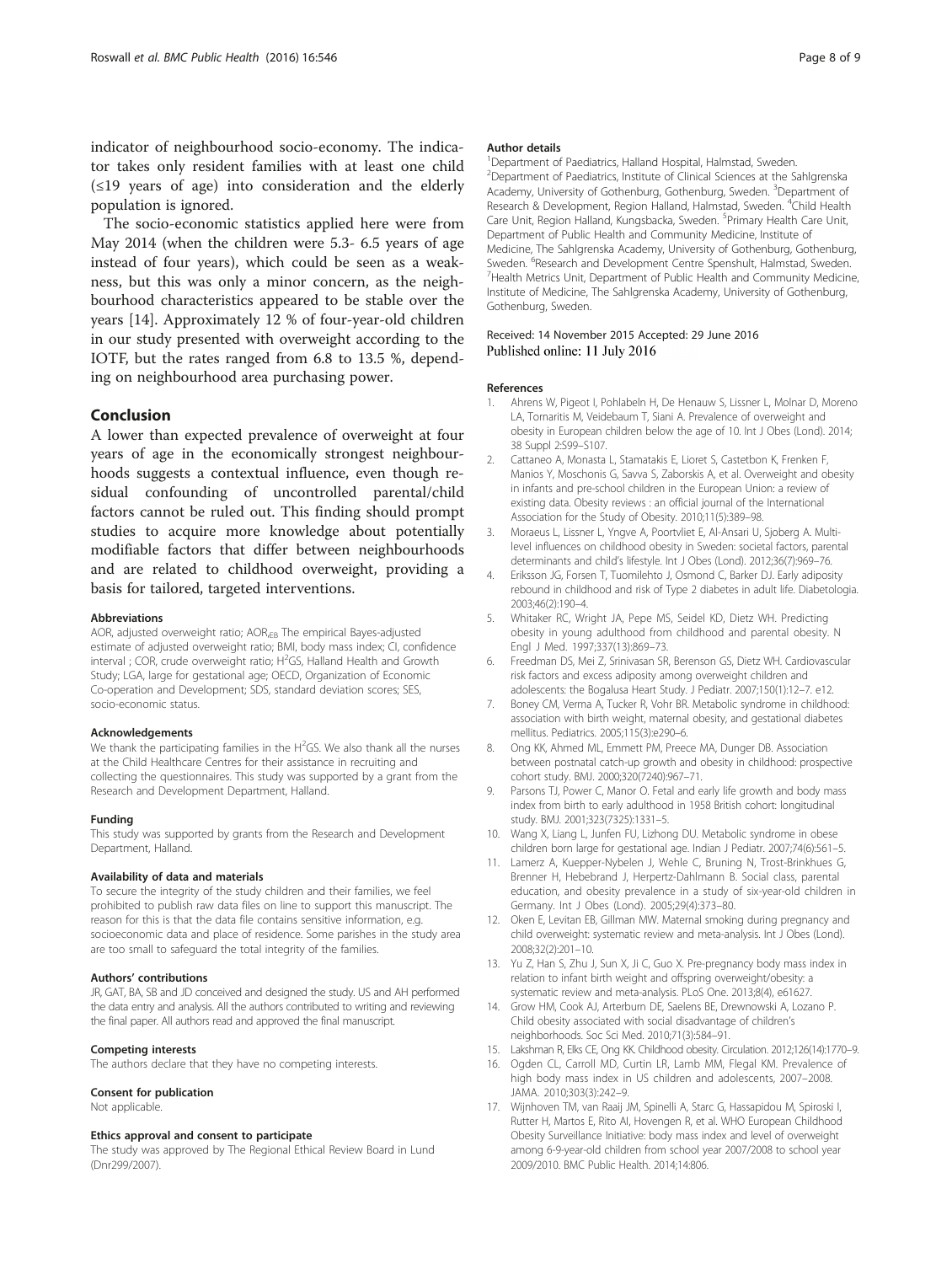indicator of neighbourhood socio-economy. The indicator takes only resident families with at least one child (≤19 years of age) into consideration and the elderly population is ignored.

The socio-economic statistics applied here were from May 2014 (when the children were 5.3- 6.5 years of age instead of four years), which could be seen as a weakness, but this was only a minor concern, as the neighbourhood characteristics appeared to be stable over the years [14]. Approximately 12 % of four-year-old children in our study presented with overweight according to the IOTF, but the rates ranged from 6.8 to 13.5 %, depending on neighbourhood area purchasing power.

## Conclusion

A lower than expected prevalence of overweight at four years of age in the economically strongest neighbourhoods suggests a contextual influence, even though residual confounding of uncontrolled parental/child factors cannot be ruled out. This finding should prompt studies to acquire more knowledge about potentially modifiable factors that differ between neighbourhoods and are related to childhood overweight, providing a basis for tailored, targeted interventions.

#### Abbreviations

AOR, adjusted overweight ratio; $AOR_{EB}$ The empirical Bayes-adjusted estimate of adjusted overweight ratio; BMI, body mass index; CI, confidence interval ; COR, crude overweight ratio; $H^2GS$, Halland Health and Growth Study; LGA, large for gestational age; OECD, Organization of Economic Co-operation and Development; SDS, standard deviation scores; SES, socio-economic status.

#### Acknowledgements

We thank the participating families in the $H^2GS$. We also thank all the nurses at the Child Healthcare Centres for their assistance in recruiting and collecting the questionnaires. This study was supported by a grant from the Research and Development Department, Halland.

#### Funding

This study was supported by grants from the Research and Development Department, Halland.

#### Availability of data and materials

To secure the integrity of the study children and their families, we feel prohibited to publish raw data files on line to support this manuscript. The reason for this is that the data file contains sensitive information, e.g. socioeconomic data and place of residence. Some parishes in the study area are too small to safeguard the total integrity of the families.

#### Authors' contributions

JR, GAT, BA, SB and JD conceived and designed the study. US and AH performed the data entry and analysis. All the authors contributed to writing and reviewing the final paper. All authors read and approved the final manuscript.

#### Competing interests

The authors declare that they have no competing interests.

#### Consent for publication

Not applicable.

#### Ethics approval and consent to participate

The study was approved by The Regional Ethical Review Board in Lund (Dnr299/2007).

#### Author details

[1]Department of Paediatrics, Halland Hospital, Halmstad, Sweden. [2]Department of Paediatrics, Institute of Clinical Sciences at the Sahlgrenska Academy, University of Gothenburg, Gothenburg, Sweden. [3]Department of Research & Development, Region Halland, Halmstad, Sweden. [4]Child Health Care Unit, Region Halland, Kungsbacka, Sweden. [5]Primary Health Care Unit, Department of Public Health and Community Medicine, Institute of Medicine, The Sahlgrenska Academy, University of Gothenburg, Gothenburg, Sweden. [6]Research and Development Centre Spenshult, Halmstad, Sweden. [7]Health Metrics Unit, Department of Public Health and Community Medicine, Institute of Medicine, The Sahlgrenska Academy, University of Gothenburg, Gothenburg, Sweden.

Received: 14 November 2015 Accepted: 29 June 2016
Published online: 11 July 2016

#### References

1. Ahrens W, Pigeot I, Pohlabeln H, De Henauw S, Lissner L, Molnar D, Moreno LA, Tornaritis M, Veidebaum T, Siani A. Prevalence of overweight and obesity in European children below the age of 10. Int J Obes (Lond). 2014; 38 Suppl 2:S99–S107.
2. Cattaneo A, Monasta L, Stamatakis E, Lioret S, Castetbon K, Frenken F, Manios Y, Moschonis G, Savva S, Zaborskis A, et al. Overweight and obesity in infants and pre-school children in the European Union: a review of existing data. Obesity reviews : an official journal of the International Association for the Study of Obesity. 2010;11(5):389–98.
3. Moraeus L, Lissner L, Yngve A, Poortvliet E, Al-Ansari U, Sjoberg A. Multi-level influences on childhood obesity in Sweden: societal factors, parental determinants and child's lifestyle. Int J Obes (Lond). 2012;36(7):969–76.
4. Eriksson JG, Forsen T, Tuomilehto J, Osmond C, Barker DJ. Early adiposity rebound in childhood and risk of Type 2 diabetes in adult life. Diabetologia. 2003;46(2):190–4.
5. Whitaker RC, Wright JA, Pepe MS, Seidel KD, Dietz WH. Predicting obesity in young adulthood from childhood and parental obesity. N Engl J Med. 1997;337(13):869–73.
6. Freedman DS, Mei Z, Srinivasan SR, Berenson GS, Dietz WH. Cardiovascular risk factors and excess adiposity among overweight children and adolescents: the Bogalusa Heart Study. J Pediatr. 2007;150(1):12–7. e12.
7. Boney CM, Verma A, Tucker R, Vohr BR. Metabolic syndrome in childhood: association with birth weight, maternal obesity, and gestational diabetes mellitus. Pediatrics. 2005;115(3):e290–6.
8. Ong KK, Ahmed ML, Emmett PM, Preece MA, Dunger DB. Association between postnatal catch-up growth and obesity in childhood: prospective cohort study. BMJ. 2000;320(7240):967–71.
9. Parsons TJ, Power C, Manor O. Fetal and early life growth and body mass index from birth to early adulthood in 1958 British cohort: longitudinal study. BMJ. 2001;323(7325):1331–5.
10. Wang X, Liang L, Junfen FU, Lizhong DU. Metabolic syndrome in obese children born large for gestational age. Indian J Pediatr. 2007;74(6):561–5.
11. Lamerz A, Kuepper-Nybelen J, Wehle C, Bruning N, Trost-Brinkhues G, Brenner H, Hebebrand J, Herpertz-Dahlmann B. Social class, parental education, and obesity prevalence in a study of six-year-old children in Germany. Int J Obes (Lond). 2005;29(4):373–80.
12. Oken E, Levitan EB, Gillman MW. Maternal smoking during pregnancy and child overweight: systematic review and meta-analysis. Int J Obes (Lond). 2008;32(2):201–10.
13. Yu Z, Han S, Zhu J, Sun X, Ji C, Guo X. Pre-pregnancy body mass index in relation to infant birth weight and offspring overweight/obesity: a systematic review and meta-analysis. PLoS One. 2013;8(4), e61627.
14. Grow HM, Cook AJ, Arterburn DE, Saelens BE, Drewnowski A, Lozano P. Child obesity associated with social disadvantage of children's neighborhoods. Soc Sci Med. 2010;71(3):584–91.
15. Lakshman R, Elks CE, Ong KK. Childhood obesity. Circulation. 2012;126(14):1770–9.
16. Ogden CL, Carroll MD, Curtin LR, Lamb MM, Flegal KM. Prevalence of high body mass index in US children and adolescents, 2007–2008. JAMA. 2010;303(3):242–9.
17. Wijnhoven TM, van Raaij JM, Spinelli A, Starc G, Hassapidou M, Spiroski I, Rutter H, Martos E, Rito AI, Hovengen R, et al. WHO European Childhood Obesity Surveillance Initiative: body mass index and level of overweight among 6-9-year-old children from school year 2007/2008 to school year 2009/2010. BMC Public Health. 2014;14:806.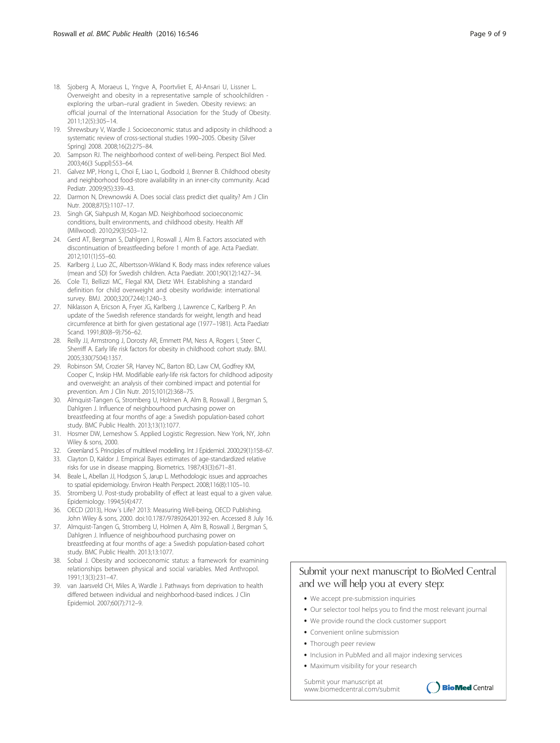18. Sjoberg A, Moraeus L, Yngve A, Poortvliet E, Al-Ansari U, Lissner L. Overweight and obesity in a representative sample of schoolchildren - exploring the urban–rural gradient in Sweden. Obesity reviews: an official journal of the International Association for the Study of Obesity. 2011;12(5):305–14.
19. Shrewsbury V, Wardle J. Socioeconomic status and adiposity in childhood: a systematic review of cross-sectional studies 1990–2005. Obesity (Silver Spring) 2008. 2008;16(2):275–84.
20. Sampson RJ. The neighborhood context of well-being. Perspect Biol Med. 2003;46(3 Suppl):S53–64.
21. Galvez MP, Hong L, Choi E, Liao L, Godbold J, Brenner B. Childhood obesity and neighborhood food-store availability in an inner-city community. Acad Pediatr. 2009;9(5):339–43.
22. Darmon N, Drewnowski A. Does social class predict diet quality? Am J Clin Nutr. 2008;87(5):1107–17.
23. Singh GK, Siahpush M, Kogan MD. Neighborhood socioeconomic conditions, built environments, and childhood obesity. Health Aff (Millwood). 2010;29(3):503–12.
24. Gerd AT, Bergman S, Dahlgren J, Roswall J, Alm B. Factors associated with discontinuation of breastfeeding before 1 month of age. Acta Paediatr. 2012;101(1):55–60.
25. Karlberg J, Luo ZC, Albertsson-Wikland K. Body mass index reference values (mean and SD) for Swedish children. Acta Paediatr. 2001;90(12):1427–34.
26. Cole TJ, Bellizzi MC, Flegal KM, Dietz WH. Establishing a standard definition for child overweight and obesity worldwide: international survey. BMJ. 2000;320(7244):1240–3.
27. Niklasson A, Ericson A, Fryer JG, Karlberg J, Lawrence C, Karlberg P. An update of the Swedish reference standards for weight, length and head circumference at birth for given gestational age (1977–1981). Acta Paediatr Scand. 1991;80(8–9):756–62.
28. Reilly JJ, Armstrong J, Dorosty AR, Emmett PM, Ness A, Rogers I, Steer C, Sherriff A. Early life risk factors for obesity in childhood: cohort study. BMJ. 2005;330(7504):1357.
29. Robinson SM, Crozier SR, Harvey NC, Barton BD, Law CM, Godfrey KM, Cooper C, Inskip HM. Modifiable early-life risk factors for childhood adiposity and overweight: an analysis of their combined impact and potential for prevention. Am J Clin Nutr. 2015;101(2):368–75.
30. Almquist-Tangen G, Stromberg U, Holmen A, Alm B, Roswall J, Bergman S, Dahlgren J. Influence of neighbourhood purchasing power on breastfeeding at four months of age: a Swedish population-based cohort study. BMC Public Health. 2013;13(1):1077.
31. Hosmer DW, Lemeshow S. Applied Logistic Regression. New York, NY, John Wiley & sons, 2000.
32. Greenland S. Principles of multilevel modelling. Int J Epidemiol. 2000;29(1):158–67.
33. Clayton D, Kaldor J. Empirical Bayes estimates of age-standardized relative risks for use in disease mapping. Biometrics. 1987;43(3):671–81.
34. Beale L, Abellan JJ, Hodgson S, Jarup L. Methodologic issues and approaches to spatial epidemiology. Environ Health Perspect. 2008;116(8):1105–10.
35. Stromberg U. Post-study probability of effect at least equal to a given value. Epidemiology. 1994;5(4):477.
36. OECD (2013), How´s Life? 2013: Measuring Well-being, OECD Publishing. John Wiley & sons, 2000. doi:10.1787/9789264201392-en. Accessed 8 July 16.
37. Almquist-Tangen G, Stromberg U, Holmen A, Alm B, Roswall J, Bergman S, Dahlgren J. Influence of neighbourhood purchasing power on breastfeeding at four months of age: a Swedish population-based cohort study. BMC Public Health. 2013;13:1077.
38. Sobal J. Obesity and socioeconomic status: a framework for examining relationships between physical and social variables. Med Anthropol. 1991;13(3):231–47.
39. van Jaarsveld CH, Miles A, Wardle J. Pathways from deprivation to health differed between individual and neighborhood-based indices. J Clin Epidemiol. 2007;60(7):712–9.

Submit your next manuscript to BioMed Central and we will help you at every step:

- We accept pre-submission inquiries
- Our selector tool helps you to find the most relevant journal
- We provide round the clock customer support
- Convenient online submission
- Thorough peer review
- Inclusion in PubMed and all major indexing services
- Maximum visibility for your research

Submit your manuscript at www.biomedcentral.com/submit

BioMed Central